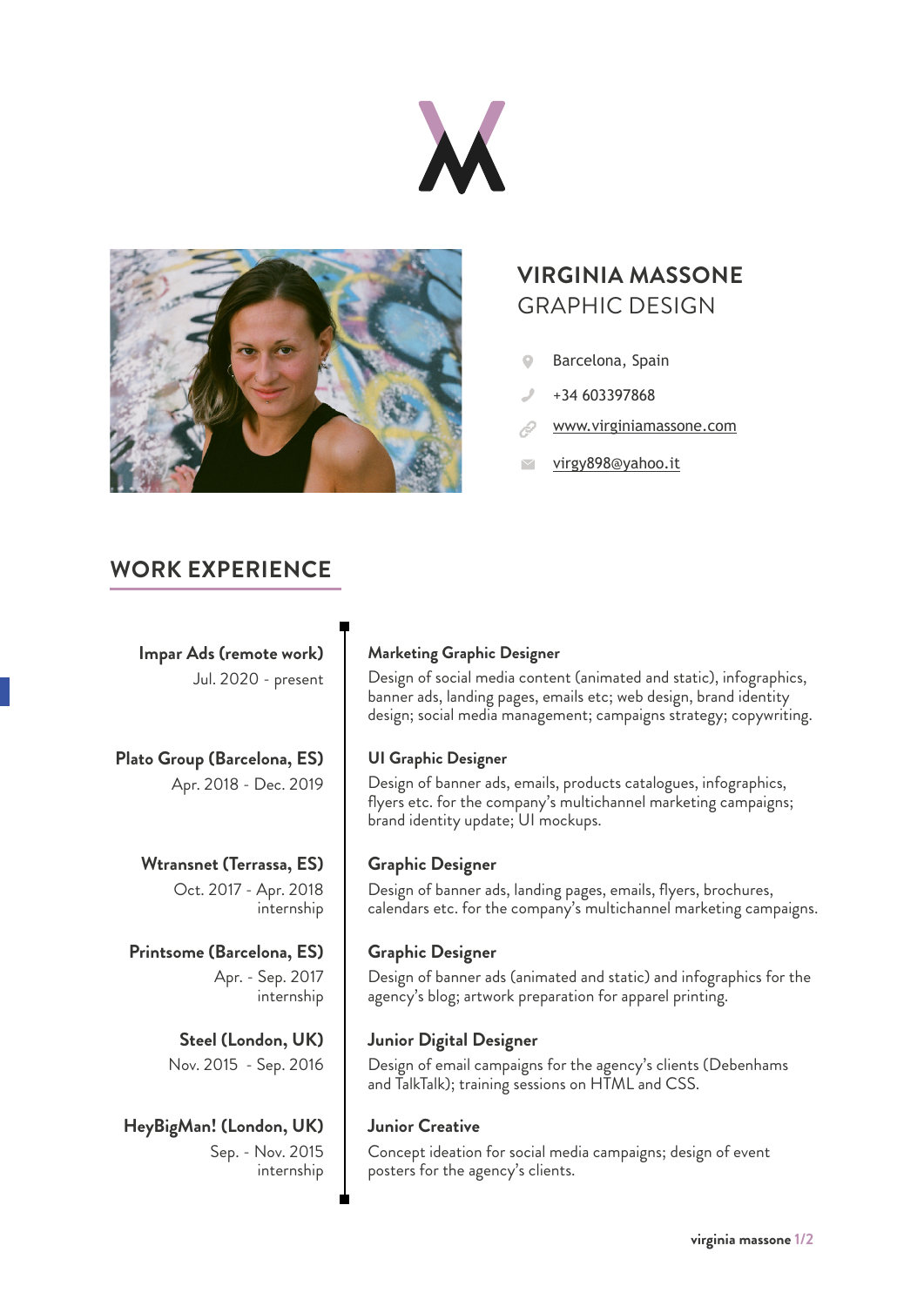# VIRGINIA MASSONE
## GRAPHIC DESIGN

- Barcelona, Spain
- +34 603397868
- www.virginiamassone.com
- virgy898@yahoo.it

## WORK EXPERIENCE

**Impar Ads (remote work)**
Jul. 2020 - present

**Marketing Graphic Designer**
Design of social media content (animated and static), infographics, banner ads, landing pages, emails etc; web design, brand identity design; social media management; campaigns strategy; copywriting.

**Plato Group (Barcelona, ES)**
Apr. 2018 - Dec. 2019

**UI Graphic Designer**
Design of banner ads, emails, products catalogues, infographics, flyers etc. for the company's multichannel marketing campaigns; brand identity update; UI mockups.

**Wtransnet (Terrassa, ES)**
Oct. 2017 - Apr. 2018
internship

**Graphic Designer**
Design of banner ads, landing pages, emails, flyers, brochures, calendars etc. for the company's multichannel marketing campaigns.

**Printsome (Barcelona, ES)**
Apr. - Sep. 2017
internship

**Graphic Designer**
Design of banner ads (animated and static) and infographics for the agency's blog; artwork preparation for apparel printing.

**Steel (London, UK)**
Nov. 2015 - Sep. 2016

**Junior Digital Designer**
Design of email campaigns for the agency's clients (Debenhams and TalkTalk); training sessions on HTML and CSS.

**HeyBigMan! (London, UK)**
Sep. - Nov. 2015
internship

**Junior Creative**
Concept ideation for social media campaigns; design of event posters for the agency's clients.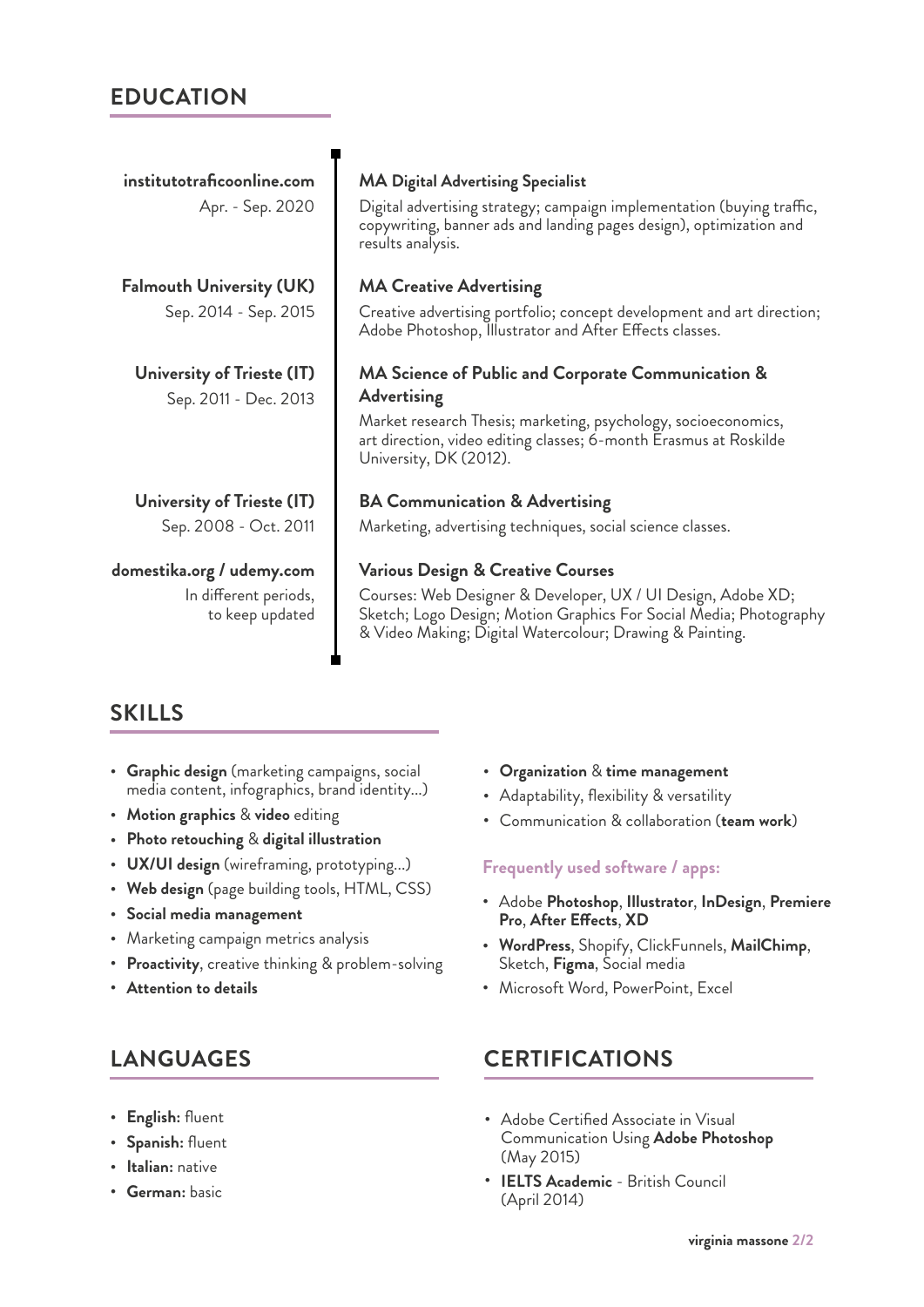## EDUCATION

**institutotraficoonline.com**
Apr. - Sep. 2020

**MA Digital Advertising Specialist**
Digital advertising strategy; campaign implementation (buying traffic, copywriting, banner ads and landing pages design), optimization and results analysis.

**Falmouth University (UK)**
Sep. 2014 - Sep. 2015

**MA Creative Advertising**
Creative advertising portfolio; concept development and art direction; Adobe Photoshop, Illustrator and After Effects classes.

**University of Trieste (IT)**
Sep. 2011 - Dec. 2013

**MA Science of Public and Corporate Communication & Advertising**
Market research Thesis; marketing, psychology, socioeconomics, art direction, video editing classes; 6-month Erasmus at Roskilde University, DK (2012).

**University of Trieste (IT)**
Sep. 2008 - Oct. 2011

**BA Communication & Advertising**
Marketing, advertising techniques, social science classes.

**domestika.org / udemy.com**
In different periods, to keep updated

**Various Design & Creative Courses**
Courses: Web Designer & Developer, UX / UI Design, Adobe XD; Sketch; Logo Design; Motion Graphics For Social Media; Photography & Video Making; Digital Watercolour; Drawing & Painting.

## SKILLS

- **Graphic design** (marketing campaigns, social media content, infographics, brand identity...)
- **Motion graphics** & **video** editing
- **Photo retouching** & **digital illustration**
- **UX/UI design** (wireframing, prototyping...)
- **Web design** (page building tools, HTML, CSS)
- **Social media management**
- Marketing campaign metrics analysis
- **Proactivity**, creative thinking & problem-solving
- **Attention to details**
- **Organization** & **time management**
- Adaptability, flexibility & versatility
- Communication & collaboration (**team work**)

**Frequently used software / apps:**

- Adobe **Photoshop**, **Illustrator**, **InDesign**, **Premiere Pro**, **After Effects**, **XD**
- **WordPress**, Shopify, ClickFunnels, **MailChimp**, Sketch, **Figma**, Social media
- Microsoft Word, PowerPoint, Excel

## LANGUAGES

- **English:** fluent
- **Spanish:** fluent
- **Italian:** native
- **German:** basic

## CERTIFICATIONS

- Adobe Certified Associate in Visual Communication Using **Adobe Photoshop** (May 2015)
- **IELTS Academic** - British Council (April 2014)